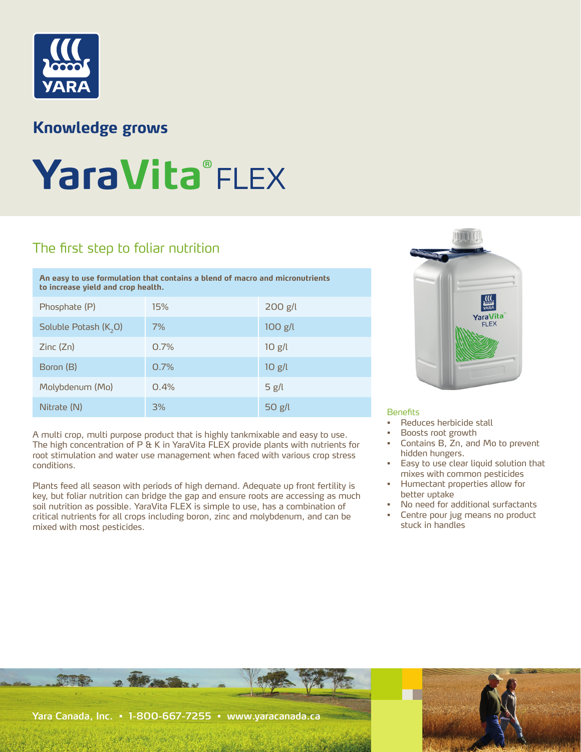Knowledge grows

# YaraVita® FLEX

## The first step to foliar nutrition

| An easy to use formulation that contains a blend of macro and micronutrients to increase yield and crop health. | | |
|---|---|---|
| Phosphate (P) | 15% | 200 g/l |
| Soluble Potash ($K_2O$) | 7% | 100 g/l |
| Zinc (Zn) | 0.7% | 10 g/l |
| Boron (B) | 0.7% | 10 g/l |
| Molybdenum (Mo) | 0.4% | 5 g/l |
| Nitrate (N) | 3% | 50 g/l |

A multi crop, multi purpose product that is highly tankmixable and easy to use. The high concentration of P & K in YaraVita FLEX provide plants with nutrients for root stimulation and water use management when faced with various crop stress conditions.

Plants feed all season with periods of high demand. Adequate up front fertility is key, but foliar nutrition can bridge the gap and ensure roots are accessing as much soil nutrition as possible. YaraVita FLEX is simple to use, has a combination of critical nutrients for all crops including boron, zinc and molybdenum, and can be mixed with most pesticides.

### Benefits

- Reduces herbicide stall
- Boosts root growth
- Contains B, Zn, and Mo to prevent hidden hungers.
- Easy to use clear liquid solution that mixes with common pesticides
- Humectant properties allow for better uptake
- No need for additional surfactants
- Centre pour jug means no product stuck in handles

Yara Canada, Inc. ▪ 1-800-667-7255 ▪ www.yaracanada.ca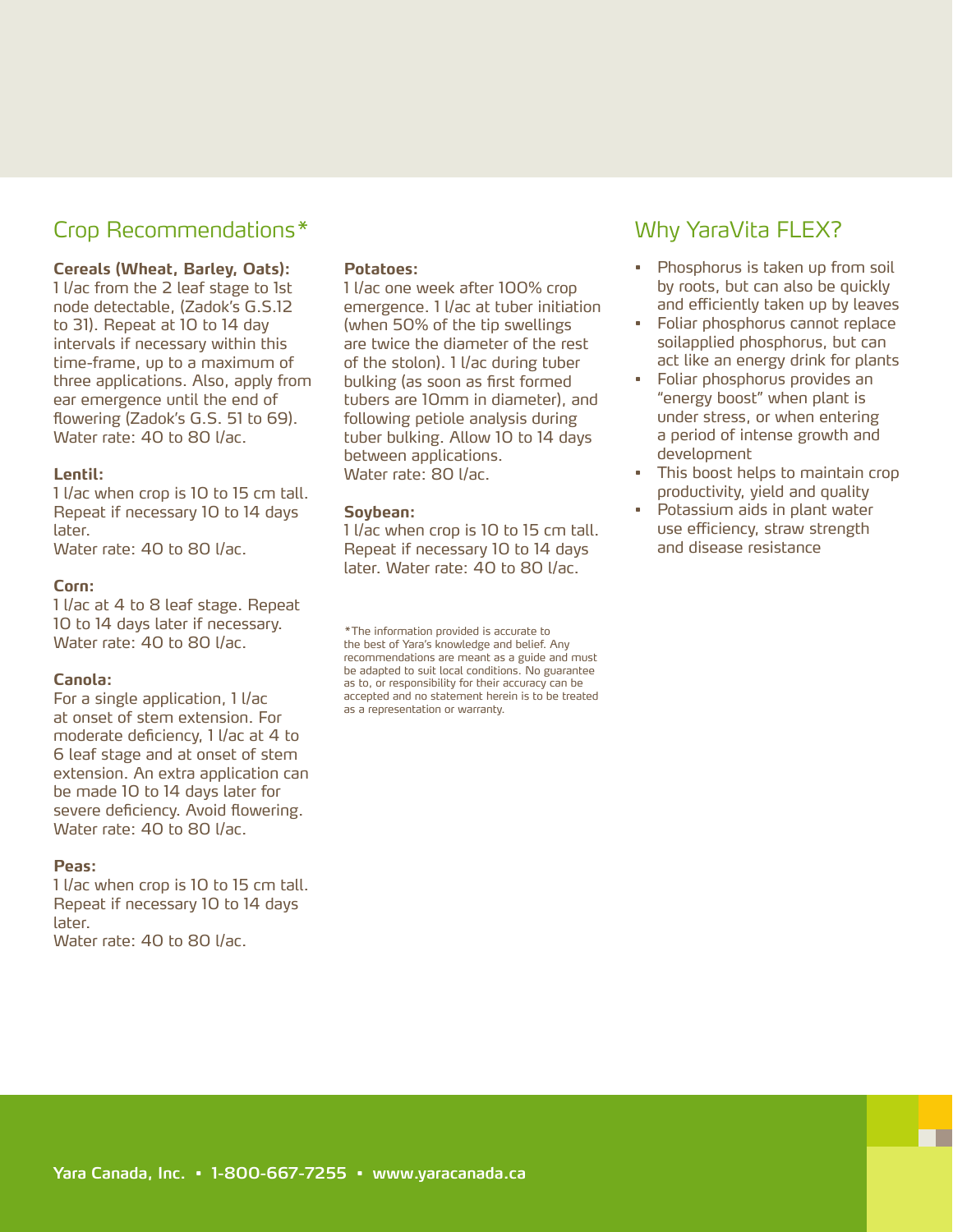## Crop Recommendations*

**Cereals (Wheat, Barley, Oats):**
1 l/ac from the 2 leaf stage to 1st node detectable, (Zadok's G.S.12 to 31). Repeat at 10 to 14 day intervals if necessary within this time-frame, up to a maximum of three applications. Also, apply from ear emergence until the end of flowering (Zadok's G.S. 51 to 69).
Water rate: 40 to 80 l/ac.

**Lentil:**
1 l/ac when crop is 10 to 15 cm tall. Repeat if necessary 10 to 14 days later.
Water rate: 40 to 80 l/ac.

**Corn:**
1 l/ac at 4 to 8 leaf stage. Repeat 10 to 14 days later if necessary.
Water rate: 40 to 80 l/ac.

**Canola:**
For a single application, 1 l/ac at onset of stem extension. For moderate deficiency, 1 l/ac at 4 to 6 leaf stage and at onset of stem extension. An extra application can be made 10 to 14 days later for severe deficiency. Avoid flowering.
Water rate: 40 to 80 l/ac.

**Peas:**
1 l/ac when crop is 10 to 15 cm tall. Repeat if necessary 10 to 14 days later.
Water rate: 40 to 80 l/ac.

**Potatoes:**
1 l/ac one week after 100% crop emergence. 1 l/ac at tuber initiation (when 50% of the tip swellings are twice the diameter of the rest of the stolon). 1 l/ac during tuber bulking (as soon as first formed tubers are 10mm in diameter), and following petiole analysis during tuber bulking. Allow 10 to 14 days between applications.
Water rate: 80 l/ac.

**Soybean:**
1 l/ac when crop is 10 to 15 cm tall. Repeat if necessary 10 to 14 days later. Water rate: 40 to 80 l/ac.

*The information provided is accurate to the best of Yara's knowledge and belief. Any recommendations are meant as a guide and must be adapted to suit local conditions. No guarantee as to, or responsibility for their accuracy can be accepted and no statement herein is to be treated as a representation or warranty.

## Why YaraVita FLEX?

- Phosphorus is taken up from soil by roots, but can also be quickly and efficiently taken up by leaves
- Foliar phosphorus cannot replace soilapplied phosphorus, but can act like an energy drink for plants
- Foliar phosphorus provides an "energy boost" when plant is under stress, or when entering a period of intense growth and development
- This boost helps to maintain crop productivity, yield and quality
- Potassium aids in plant water use efficiency, straw strength and disease resistance

Yara Canada, Inc. ▪ 1-800-667-7255 ▪ www.yaracanada.ca